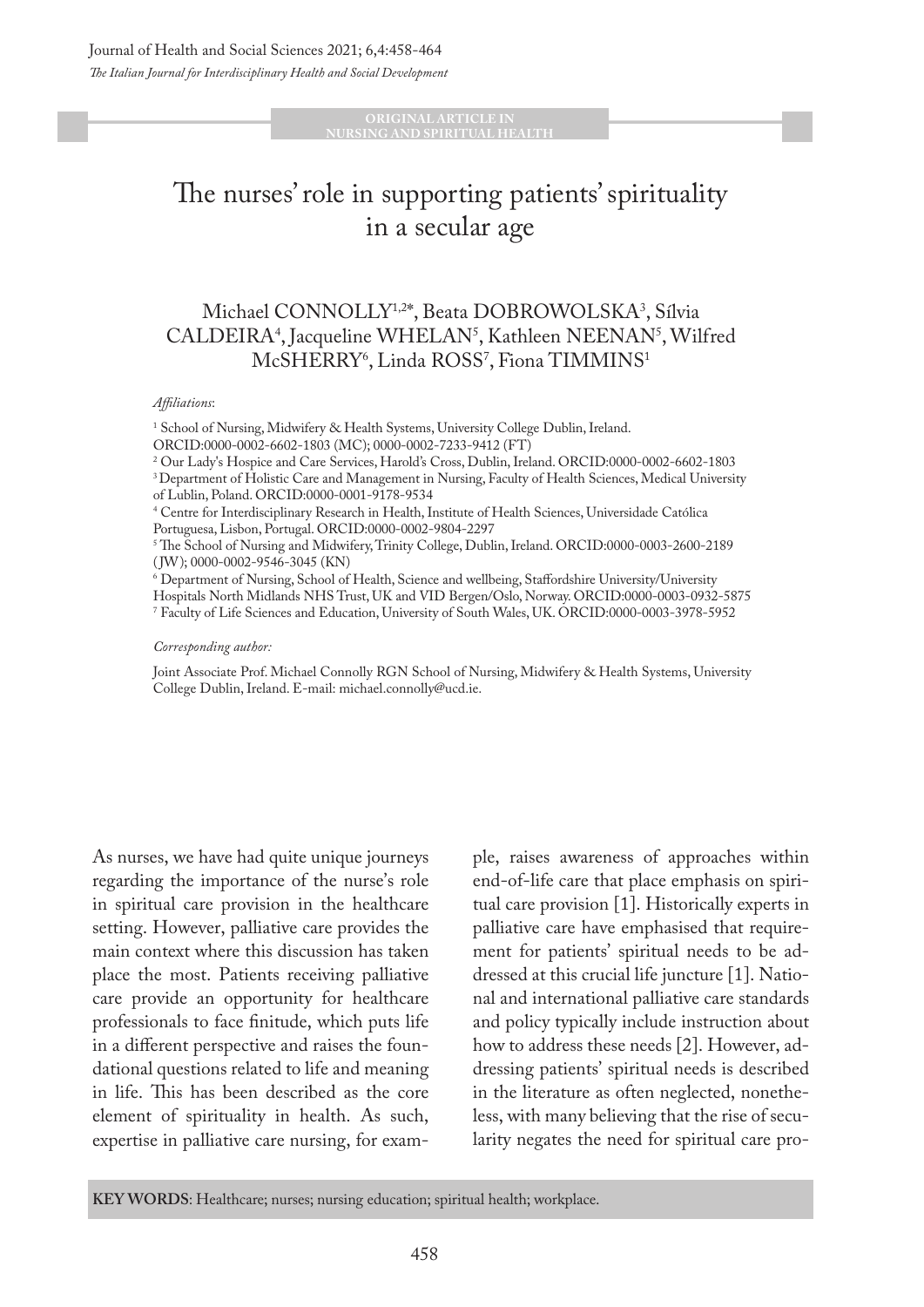ORIGINAL ARTICLE IN NURSING AND SPIRITUAL HEALTH

# The nurses' role in supporting patients' spirituality in a secular age

Michael CONNOLLY[1,2*], Beata DOBROWOLSKA[3], Sílvia CALDEIRA[4], Jacqueline WHELAN[5], Kathleen NEENAN[5], Wilfred McSHERRY[6], Linda ROSS[7], Fiona TIMMINS[1]

*Affiliations*:

[1] School of Nursing, Midwifery & Health Systems, University College Dublin, Ireland. ORCID:0000-0002-6602-1803 (MC); 0000-0002-7233-9412 (FT)

[2] Our Lady's Hospice and Care Services, Harold's Cross, Dublin, Ireland. ORCID:0000-0002-6602-1803

[3] Department of Holistic Care and Management in Nursing, Faculty of Health Sciences, Medical University of Lublin, Poland. ORCID:0000-0001-9178-9534

[4] Centre for Interdisciplinary Research in Health, Institute of Health Sciences, Universidade Católica Portuguesa, Lisbon, Portugal. ORCID:0000-0002-9804-2297

[5] The School of Nursing and Midwifery, Trinity College, Dublin, Ireland. ORCID:0000-0003-2600-2189 (JW); 0000-0002-9546-3045 (KN)

[6] Department of Nursing, School of Health, Science and wellbeing, Staffordshire University/University Hospitals North Midlands NHS Trust, UK and VID Bergen/Oslo, Norway. ORCID:0000-0003-0932-5875

[7] Faculty of Life Sciences and Education, University of South Wales, UK. ORCID:0000-0003-3978-5952

*Corresponding author:*

Joint Associate Prof. Michael Connolly RGN School of Nursing, Midwifery & Health Systems, University College Dublin, Ireland. E-mail: michael.connolly@ucd.ie.

As nurses, we have had quite unique journeys regarding the importance of the nurse's role in spiritual care provision in the healthcare setting. However, palliative care provides the main context where this discussion has taken place the most. Patients receiving palliative care provide an opportunity for healthcare professionals to face finitude, which puts life in a different perspective and raises the foundational questions related to life and meaning in life. This has been described as the core element of spirituality in health. As such, expertise in palliative care nursing, for example, raises awareness of approaches within end-of-life care that place emphasis on spiritual care provision [1]. Historically experts in palliative care have emphasised that requirement for patients' spiritual needs to be addressed at this crucial life juncture [1]. National and international palliative care standards and policy typically include instruction about how to address these needs [2]. However, addressing patients' spiritual needs is described in the literature as often neglected, nonetheless, with many believing that the rise of secularity negates the need for spiritual care pro-

**KEY WORDS**: Healthcare; nurses; nursing education; spiritual health; workplace.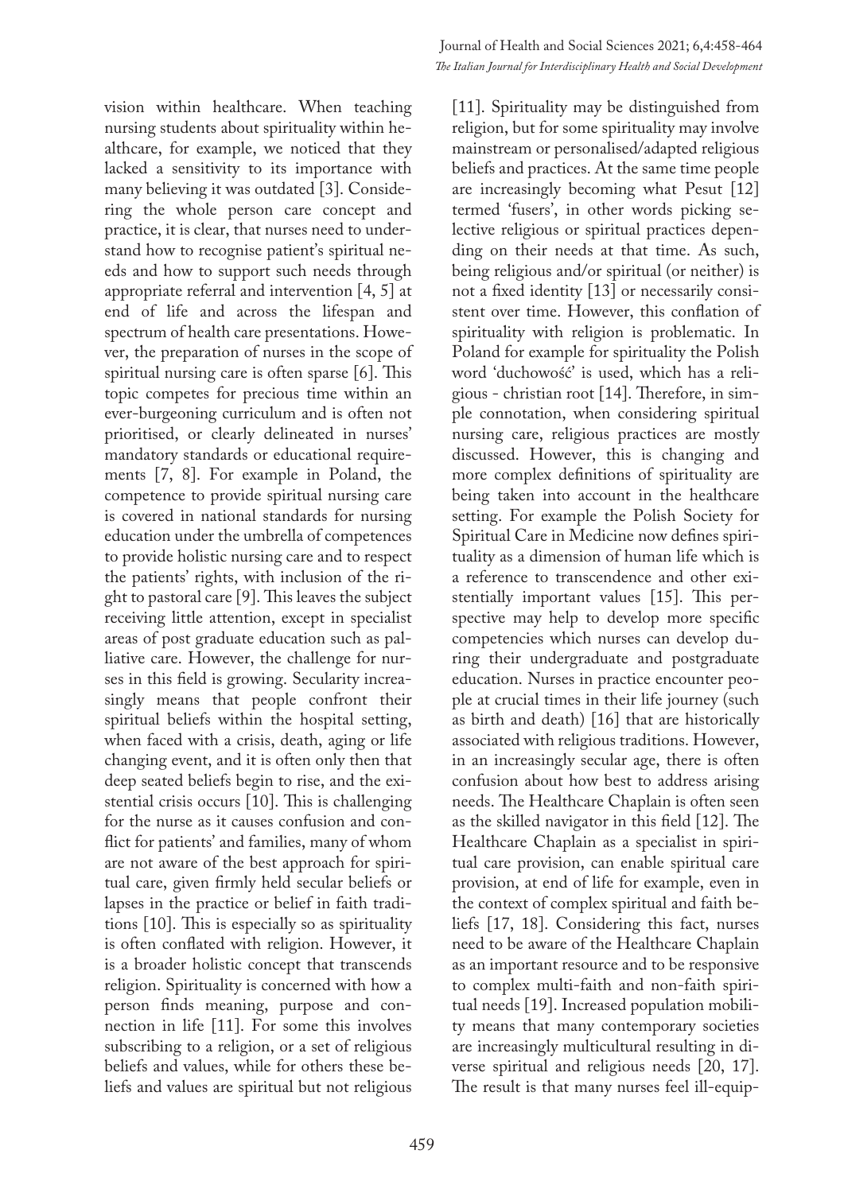vision within healthcare. When teaching nursing students about spirituality within healthcare, for example, we noticed that they lacked a sensitivity to its importance with many believing it was outdated [3]. Considering the whole person care concept and practice, it is clear, that nurses need to understand how to recognise patient's spiritual needs and how to support such needs through appropriate referral and intervention [4, 5] at end of life and across the lifespan and spectrum of health care presentations. However, the preparation of nurses in the scope of spiritual nursing care is often sparse [6]. This topic competes for precious time within an ever-burgeoning curriculum and is often not prioritised, or clearly delineated in nurses' mandatory standards or educational requirements [7, 8]. For example in Poland, the competence to provide spiritual nursing care is covered in national standards for nursing education under the umbrella of competences to provide holistic nursing care and to respect the patients' rights, with inclusion of the right to pastoral care [9]. This leaves the subject receiving little attention, except in specialist areas of post graduate education such as palliative care. However, the challenge for nurses in this field is growing. Secularity increasingly means that people confront their spiritual beliefs within the hospital setting, when faced with a crisis, death, aging or life changing event, and it is often only then that deep seated beliefs begin to rise, and the existential crisis occurs [10]. This is challenging for the nurse as it causes confusion and conflict for patients' and families, many of whom are not aware of the best approach for spiritual care, given firmly held secular beliefs or lapses in the practice or belief in faith traditions [10]. This is especially so as spirituality is often conflated with religion. However, it is a broader holistic concept that transcends religion. Spirituality is concerned with how a person finds meaning, purpose and connection in life [11]. For some this involves subscribing to a religion, or a set of religious beliefs and values, while for others these beliefs and values are spiritual but not religious [11]. Spirituality may be distinguished from religion, but for some spirituality may involve mainstream or personalised/adapted religious beliefs and practices. At the same time people are increasingly becoming what Pesut [12] termed 'fusers', in other words picking selective religious or spiritual practices depending on their needs at that time. As such, being religious and/or spiritual (or neither) is not a fixed identity [13] or necessarily consistent over time. However, this conflation of spirituality with religion is problematic. In Poland for example for spirituality the Polish word 'duchowość' is used, which has a religious - christian root [14]. Therefore, in simple connotation, when considering spiritual nursing care, religious practices are mostly discussed. However, this is changing and more complex definitions of spirituality are being taken into account in the healthcare setting. For example the Polish Society for Spiritual Care in Medicine now defines spirituality as a dimension of human life which is a reference to transcendence and other existentially important values [15]. This perspective may help to develop more specific competencies which nurses can develop during their undergraduate and postgraduate education. Nurses in practice encounter people at crucial times in their life journey (such as birth and death) [16] that are historically associated with religious traditions. However, in an increasingly secular age, there is often confusion about how best to address arising needs. The Healthcare Chaplain is often seen as the skilled navigator in this field [12]. The Healthcare Chaplain as a specialist in spiritual care provision, can enable spiritual care provision, at end of life for example, even in the context of complex spiritual and faith beliefs [17, 18]. Considering this fact, nurses need to be aware of the Healthcare Chaplain as an important resource and to be responsive to complex multi-faith and non-faith spiritual needs [19]. Increased population mobility means that many contemporary societies are increasingly multicultural resulting in diverse spiritual and religious needs [20, 17]. The result is that many nurses feel ill-equip-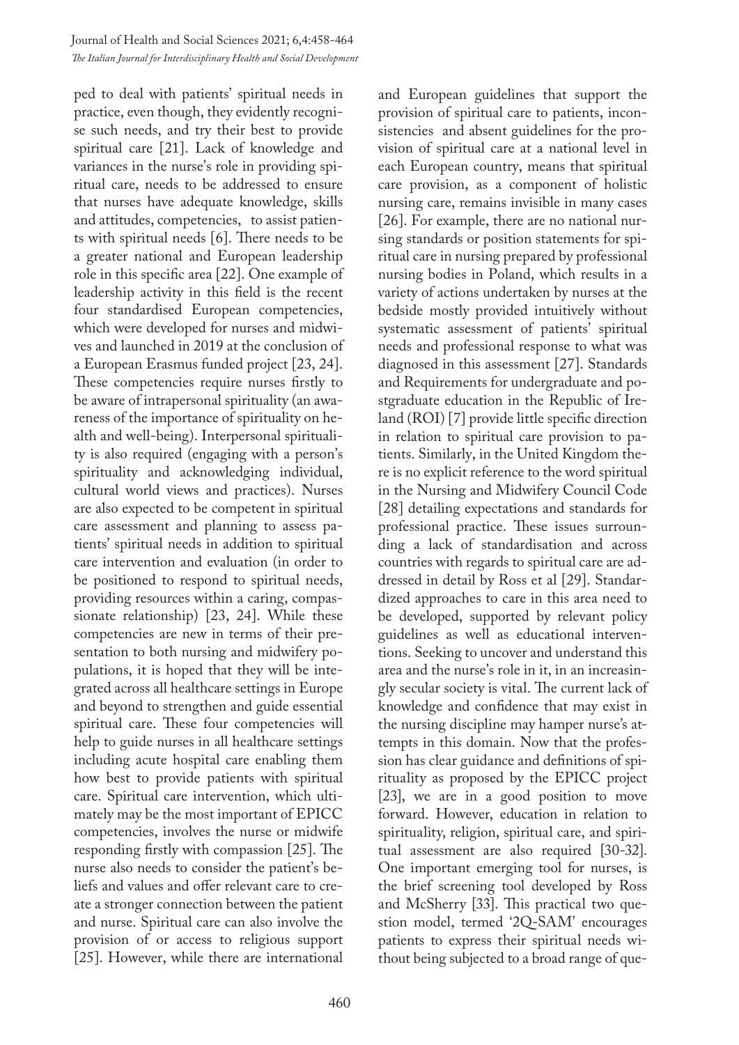ped to deal with patients' spiritual needs in practice, even though, they evidently recognise such needs, and try their best to provide spiritual care [21]. Lack of knowledge and variances in the nurse's role in providing spiritual care, needs to be addressed to ensure that nurses have adequate knowledge, skills and attitudes, competencies, to assist patients with spiritual needs [6]. There needs to be a greater national and European leadership role in this specific area [22]. One example of leadership activity in this field is the recent four standardised European competencies, which were developed for nurses and midwives and launched in 2019 at the conclusion of a European Erasmus funded project [23, 24]. These competencies require nurses firstly to be aware of intrapersonal spirituality (an awareness of the importance of spirituality on health and well-being). Interpersonal spirituality is also required (engaging with a person's spirituality and acknowledging individual, cultural world views and practices). Nurses are also expected to be competent in spiritual care assessment and planning to assess patients' spiritual needs in addition to spiritual care intervention and evaluation (in order to be positioned to respond to spiritual needs, providing resources within a caring, compassionate relationship) [23, 24]. While these competencies are new in terms of their presentation to both nursing and midwifery populations, it is hoped that they will be integrated across all healthcare settings in Europe and beyond to strengthen and guide essential spiritual care. These four competencies will help to guide nurses in all healthcare settings including acute hospital care enabling them how best to provide patients with spiritual care. Spiritual care intervention, which ultimately may be the most important of EPICC competencies, involves the nurse or midwife responding firstly with compassion [25]. The nurse also needs to consider the patient's beliefs and values and offer relevant care to create a stronger connection between the patient and nurse. Spiritual care can also involve the provision of or access to religious support [25]. However, while there are international and European guidelines that support the provision of spiritual care to patients, inconsistencies and absent guidelines for the provision of spiritual care at a national level in each European country, means that spiritual care provision, as a component of holistic nursing care, remains invisible in many cases [26]. For example, there are no national nursing standards or position statements for spiritual care in nursing prepared by professional nursing bodies in Poland, which results in a variety of actions undertaken by nurses at the bedside mostly provided intuitively without systematic assessment of patients' spiritual needs and professional response to what was diagnosed in this assessment [27]. Standards and Requirements for undergraduate and postgraduate education in the Republic of Ireland (ROI) [7] provide little specific direction in relation to spiritual care provision to patients. Similarly, in the United Kingdom there is no explicit reference to the word spiritual in the Nursing and Midwifery Council Code [28] detailing expectations and standards for professional practice. These issues surrounding a lack of standardisation and across countries with regards to spiritual care are addressed in detail by Ross et al [29]. Standardized approaches to care in this area need to be developed, supported by relevant policy guidelines as well as educational interventions. Seeking to uncover and understand this area and the nurse's role in it, in an increasingly secular society is vital. The current lack of knowledge and confidence that may exist in the nursing discipline may hamper nurse's attempts in this domain. Now that the profession has clear guidance and definitions of spirituality as proposed by the EPICC project [23], we are in a good position to move forward. However, education in relation to spirituality, religion, spiritual care, and spiritual assessment are also required [30-32]. One important emerging tool for nurses, is the brief screening tool developed by Ross and McSherry [33]. This practical two question model, termed '2Q-SAM' encourages patients to express their spiritual needs without being subjected to a broad range of que-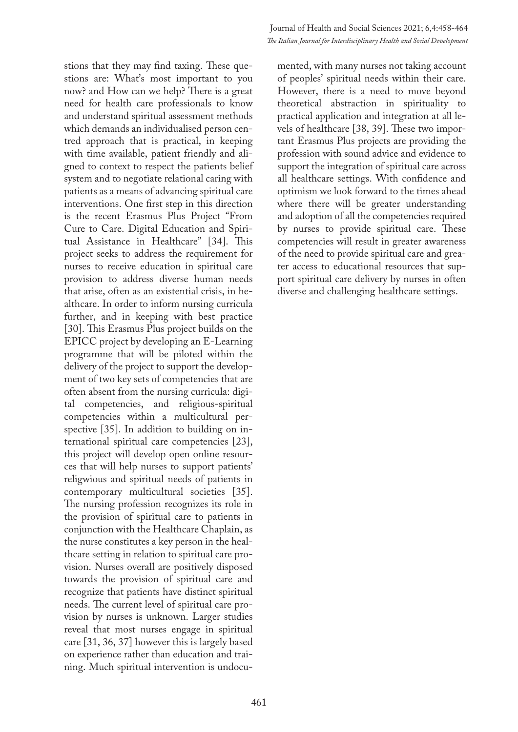stions that they may find taxing. These questions are: What's most important to you now? and How can we help? There is a great need for health care professionals to know and understand spiritual assessment methods which demands an individualised person centred approach that is practical, in keeping with time available, patient friendly and aligned to context to respect the patients belief system and to negotiate relational caring with patients as a means of advancing spiritual care interventions. One first step in this direction is the recent Erasmus Plus Project "From Cure to Care. Digital Education and Spiritual Assistance in Healthcare" [34]. This project seeks to address the requirement for nurses to receive education in spiritual care provision to address diverse human needs that arise, often as an existential crisis, in healthcare. In order to inform nursing curricula further, and in keeping with best practice [30]. This Erasmus Plus project builds on the EPICC project by developing an E-Learning programme that will be piloted within the delivery of the project to support the development of two key sets of competencies that are often absent from the nursing curricula: digital competencies, and religious-spiritual competencies within a multicultural perspective [35]. In addition to building on international spiritual care competencies [23], this project will develop open online resources that will help nurses to support patients' religwious and spiritual needs of patients in contemporary multicultural societies [35]. The nursing profession recognizes its role in the provision of spiritual care to patients in conjunction with the Healthcare Chaplain, as the nurse constitutes a key person in the healthcare setting in relation to spiritual care provision. Nurses overall are positively disposed towards the provision of spiritual care and recognize that patients have distinct spiritual needs. The current level of spiritual care provision by nurses is unknown. Larger studies reveal that most nurses engage in spiritual care [31, 36, 37] however this is largely based on experience rather than education and training. Much spiritual intervention is undocumented, with many nurses not taking account of peoples' spiritual needs within their care. However, there is a need to move beyond theoretical abstraction in spirituality to practical application and integration at all levels of healthcare [38, 39]. These two important Erasmus Plus projects are providing the profession with sound advice and evidence to support the integration of spiritual care across all healthcare settings. With confidence and optimism we look forward to the times ahead where there will be greater understanding and adoption of all the competencies required by nurses to provide spiritual care. These competencies will result in greater awareness of the need to provide spiritual care and greater access to educational resources that support spiritual care delivery by nurses in often diverse and challenging healthcare settings.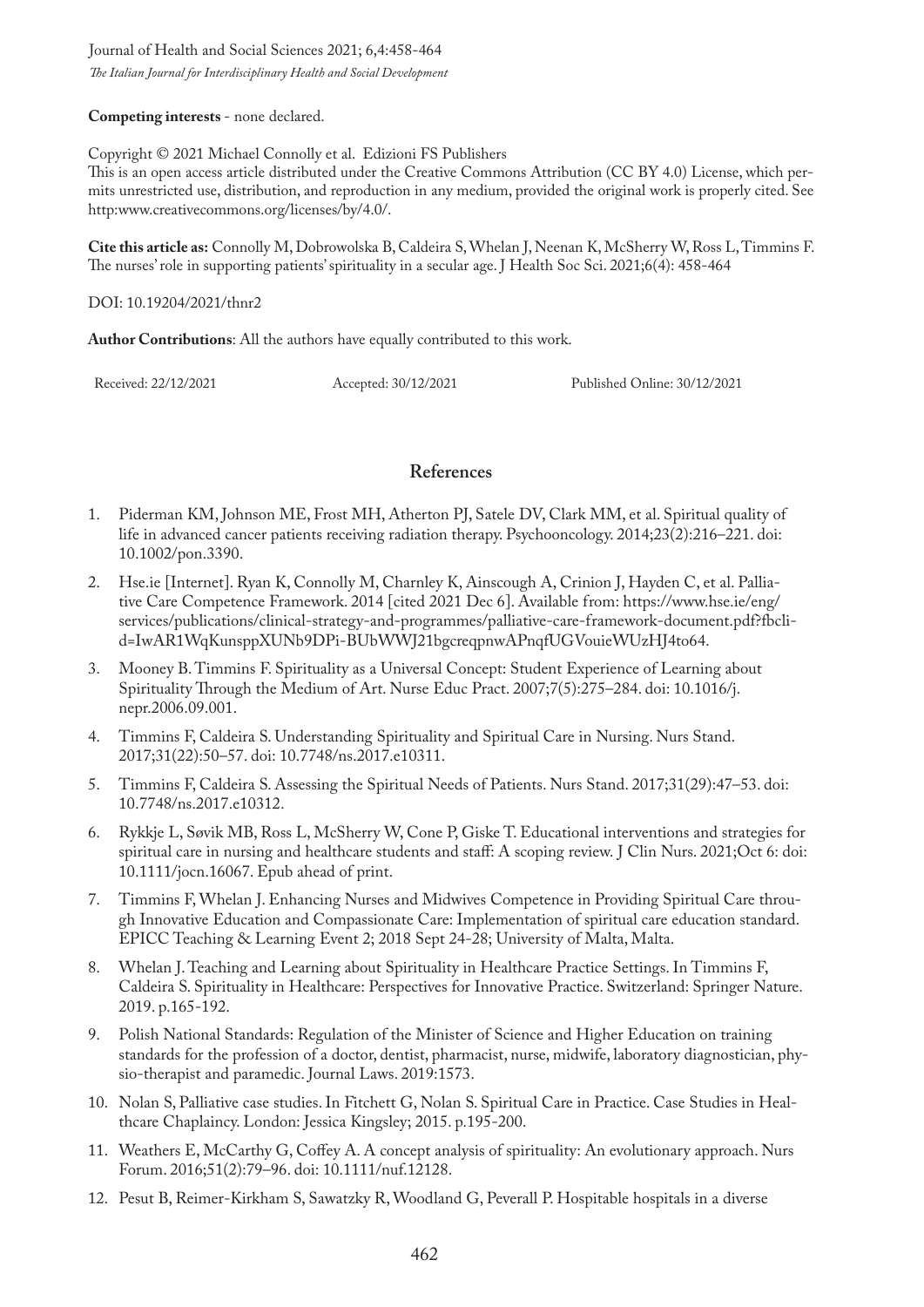**Competing interests** - none declared.

Copyright © 2021 Michael Connolly et al. Edizioni FS Publishers
This is an open access article distributed under the Creative Commons Attribution (CC BY 4.0) License, which permits unrestricted use, distribution, and reproduction in any medium, provided the original work is properly cited. See http:www.creativecommons.org/licenses/by/4.0/.

**Cite this article as:** Connolly M, Dobrowolska B, Caldeira S, Whelan J, Neenan K, McSherry W, Ross L, Timmins F. The nurses' role in supporting patients' spirituality in a secular age. J Health Soc Sci. 2021;6(4): 458-464

DOI: 10.19204/2021/thnr2

**Author Contributions**: All the authors have equally contributed to this work.

Received: 22/12/2021 Accepted: 30/12/2021 Published Online: 30/12/2021

## References

1. Piderman KM, Johnson ME, Frost MH, Atherton PJ, Satele DV, Clark MM, et al. Spiritual quality of life in advanced cancer patients receiving radiation therapy. Psychooncology. 2014;23(2):216–221. doi: 10.1002/pon.3390.
2. Hse.ie [Internet]. Ryan K, Connolly M, Charnley K, Ainscough A, Crinion J, Hayden C, et al. Palliative Care Competence Framework. 2014 [cited 2021 Dec 6]. Available from: https://www.hse.ie/eng/services/publications/clinical-strategy-and-programmes/palliative-care-framework-document.pdf?fbclid=IwAR1WqKunsppXUNb9DPi-BUbWWJ21bgcreqpnwAPnqfUGVouieWUzHJ4to64.
3. Mooney B. Timmins F. Spirituality as a Universal Concept: Student Experience of Learning about Spirituality Through the Medium of Art. Nurse Educ Pract. 2007;7(5):275–284. doi: 10.1016/j.nepr.2006.09.001.
4. Timmins F, Caldeira S. Understanding Spirituality and Spiritual Care in Nursing. Nurs Stand. 2017;31(22):50–57. doi: 10.7748/ns.2017.e10311.
5. Timmins F, Caldeira S. Assessing the Spiritual Needs of Patients. Nurs Stand. 2017;31(29):47–53. doi: 10.7748/ns.2017.e10312.
6. Rykkje L, Søvik MB, Ross L, McSherry W, Cone P, Giske T. Educational interventions and strategies for spiritual care in nursing and healthcare students and staff: A scoping review. J Clin Nurs. 2021;Oct 6: doi: 10.1111/jocn.16067. Epub ahead of print.
7. Timmins F, Whelan J. Enhancing Nurses and Midwives Competence in Providing Spiritual Care through Innovative Education and Compassionate Care: Implementation of spiritual care education standard. EPICC Teaching & Learning Event 2; 2018 Sept 24-28; University of Malta, Malta.
8. Whelan J. Teaching and Learning about Spirituality in Healthcare Practice Settings. In Timmins F, Caldeira S. Spirituality in Healthcare: Perspectives for Innovative Practice. Switzerland: Springer Nature. 2019. p.165-192.
9. Polish National Standards: Regulation of the Minister of Science and Higher Education on training standards for the profession of a doctor, dentist, pharmacist, nurse, midwife, laboratory diagnostician, physio-therapist and paramedic. Journal Laws. 2019:1573.
10. Nolan S, Palliative case studies. In Fitchett G, Nolan S. Spiritual Care in Practice. Case Studies in Healthcare Chaplaincy. London: Jessica Kingsley; 2015. p.195-200.
11. Weathers E, McCarthy G, Coffey A. A concept analysis of spirituality: An evolutionary approach. Nurs Forum. 2016;51(2):79–96. doi: 10.1111/nuf.12128.
12. Pesut B, Reimer-Kirkham S, Sawatzky R, Woodland G, Peverall P. Hospitable hospitals in a diverse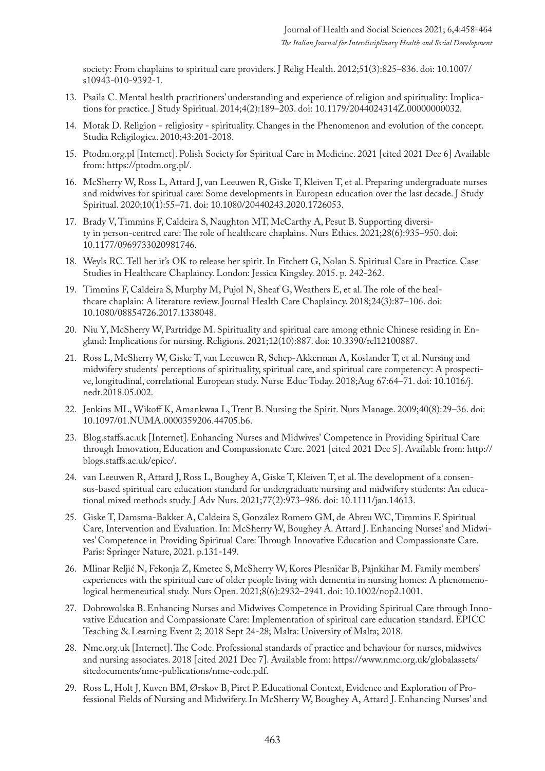society: From chaplains to spiritual care providers. J Relig Health. 2012;51(3):825–836. doi: 10.1007/s10943-010-9392-1.

13. Psaila C. Mental health practitioners' understanding and experience of religion and spirituality: Implications for practice. J Study Spiritual. 2014;4(2):189–203. doi: 10.1179/2044024314Z.00000000032.
14. Motak D. Religion - religiosity - spirituality. Changes in the Phenomenon and evolution of the concept. Studia Religilogica. 2010;43:201-2018.
15. Ptodm.org.pl [Internet]. Polish Society for Spiritual Care in Medicine. 2021 [cited 2021 Dec 6] Available from: https://ptodm.org.pl/.
16. McSherry W, Ross L, Attard J, van Leeuwen R, Giske T, Kleiven T, et al. Preparing undergraduate nurses and midwives for spiritual care: Some developments in European education over the last decade. J Study Spiritual. 2020;10(1):55–71. doi: 10.1080/20440243.2020.1726053.
17. Brady V, Timmins F, Caldeira S, Naughton MT, McCarthy A, Pesut B. Supporting diversity in person-centred care: The role of healthcare chaplains. Nurs Ethics. 2021;28(6):935–950. doi: 10.1177/0969733020981746.
18. Weyls RC. Tell her it's OK to release her spirit. In Fitchett G, Nolan S. Spiritual Care in Practice. Case Studies in Healthcare Chaplaincy. London: Jessica Kingsley. 2015. p. 242-262.
19. Timmins F, Caldeira S, Murphy M, Pujol N, Sheaf G, Weathers E, et al. The role of the healthcare chaplain: A literature review. Journal Health Care Chaplaincy. 2018;24(3):87–106. doi: 10.1080/08854726.2017.1338048.
20. Niu Y, McSherry W, Partridge M. Spirituality and spiritual care among ethnic Chinese residing in England: Implications for nursing. Religions. 2021;12(10):887. doi: 10.3390/rel12100887.
21. Ross L, McSherry W, Giske T, van Leeuwen R, Schep-Akkerman A, Koslander T, et al. Nursing and midwifery students' perceptions of spirituality, spiritual care, and spiritual care competency: A prospective, longitudinal, correlational European study. Nurse Educ Today. 2018;Aug 67:64–71. doi: 10.1016/j.nedt.2018.05.002.
22. Jenkins ML, Wikoff K, Amankwaa L, Trent B. Nursing the Spirit. Nurs Manage. 2009;40(8):29–36. doi: 10.1097/01.NUMA.0000359206.44705.b6.
23. Blog.staffs.ac.uk [Internet]. Enhancing Nurses and Midwives' Competence in Providing Spiritual Care through Innovation, Education and Compassionate Care. 2021 [cited 2021 Dec 5]. Available from: http://blogs.staffs.ac.uk/epicc/.
24. van Leeuwen R, Attard J, Ross L, Boughey A, Giske T, Kleiven T, et al. The development of a consensus-based spiritual care education standard for undergraduate nursing and midwifery students: An educational mixed methods study. J Adv Nurs. 2021;77(2):973–986. doi: 10.1111/jan.14613.
25. Giske T, Damsma-Bakker A, Caldeira S, González Romero GM, de Abreu WC, Timmins F. Spiritual Care, Intervention and Evaluation. In: McSherry W, Boughey A. Attard J. Enhancing Nurses' and Midwives' Competence in Providing Spiritual Care: Through Innovative Education and Compassionate Care. Paris: Springer Nature, 2021. p.131-149.
26. Mlinar Reljić N, Fekonja Z, Kmetec S, McSherry W, Kores Plesničar B, Pajnkihar M. Family members' experiences with the spiritual care of older people living with dementia in nursing homes: A phenomenological hermeneutical study. Nurs Open. 2021;8(6):2932–2941. doi: 10.1002/nop2.1001.
27. Dobrowolska B. Enhancing Nurses and Midwives Competence in Providing Spiritual Care through Innovative Education and Compassionate Care: Implementation of spiritual care education standard. EPICC Teaching & Learning Event 2; 2018 Sept 24-28; Malta: University of Malta; 2018.
28. Nmc.org.uk [Internet]. The Code. Professional standards of practice and behaviour for nurses, midwives and nursing associates. 2018 [cited 2021 Dec 7]. Available from: https://www.nmc.org.uk/globalassets/sitedocuments/nmc-publications/nmc-code.pdf.
29. Ross L, Holt J, Kuven BM, Ørskov B, Piret P. Educational Context, Evidence and Exploration of Professional Fields of Nursing and Midwifery. In McSherry W, Boughey A, Attard J. Enhancing Nurses' and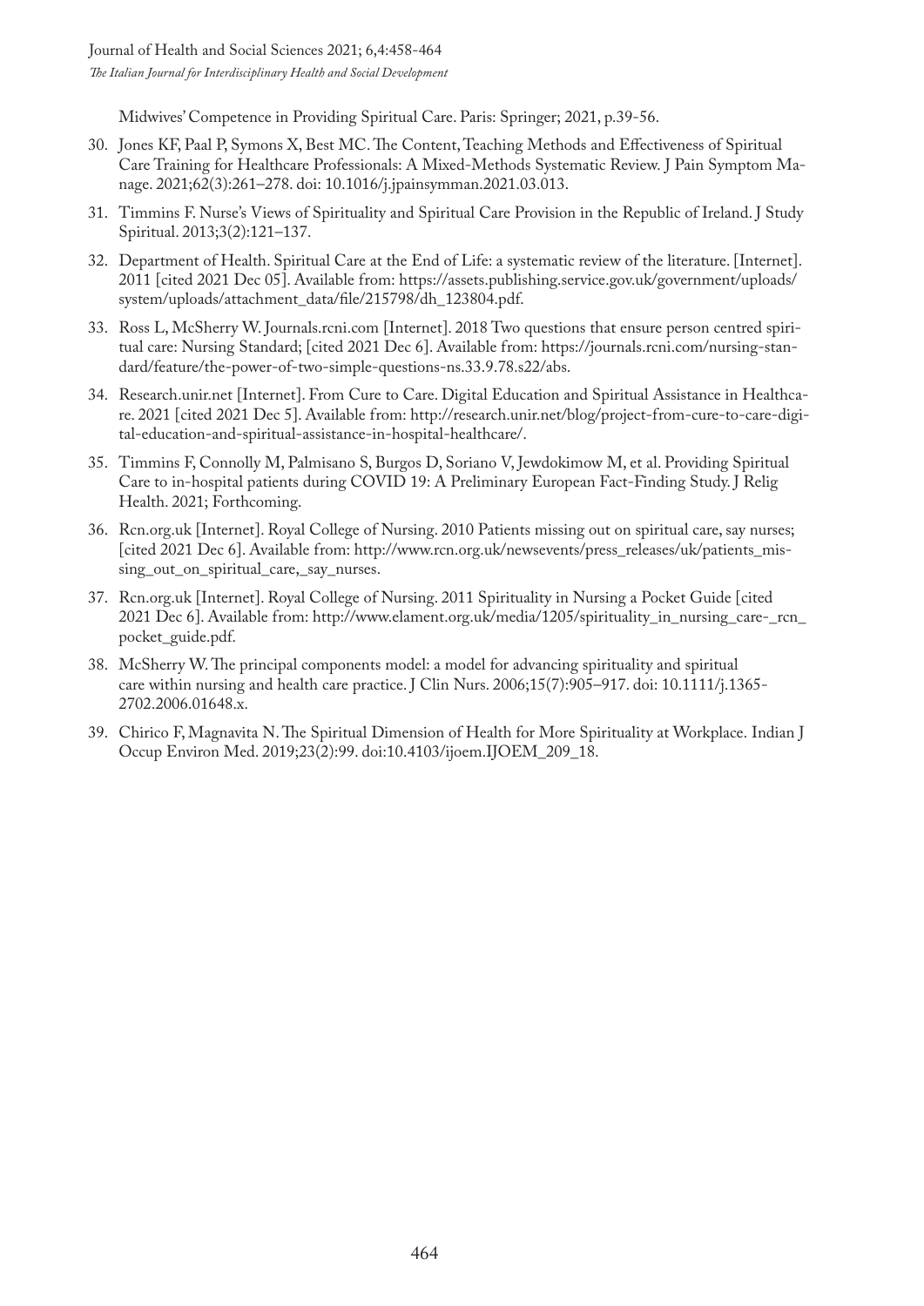Midwives' Competence in Providing Spiritual Care. Paris: Springer; 2021, p.39-56.

30. Jones KF, Paal P, Symons X, Best MC. The Content, Teaching Methods and Effectiveness of Spiritual Care Training for Healthcare Professionals: A Mixed-Methods Systematic Review. J Pain Symptom Manage. 2021;62(3):261–278. doi: 10.1016/j.jpainsymman.2021.03.013.
31. Timmins F. Nurse's Views of Spirituality and Spiritual Care Provision in the Republic of Ireland. J Study Spiritual. 2013;3(2):121–137.
32. Department of Health. Spiritual Care at the End of Life: a systematic review of the literature. [Internet]. 2011 [cited 2021 Dec 05]. Available from: https://assets.publishing.service.gov.uk/government/uploads/system/uploads/attachment_data/file/215798/dh_123804.pdf.
33. Ross L, McSherry W. Journals.rcni.com [Internet]. 2018 Two questions that ensure person centred spiritual care: Nursing Standard; [cited 2021 Dec 6]. Available from: https://journals.rcni.com/nursing-standard/feature/the-power-of-two-simple-questions-ns.33.9.78.s22/abs.
34. Research.unir.net [Internet]. From Cure to Care. Digital Education and Spiritual Assistance in Healthcare. 2021 [cited 2021 Dec 5]. Available from: http://research.unir.net/blog/project-from-cure-to-care-digital-education-and-spiritual-assistance-in-hospital-healthcare/.
35. Timmins F, Connolly M, Palmisano S, Burgos D, Soriano V, Jewdokimow M, et al. Providing Spiritual Care to in-hospital patients during COVID 19: A Preliminary European Fact-Finding Study. J Relig Health. 2021; Forthcoming.
36. Rcn.org.uk [Internet]. Royal College of Nursing. 2010 Patients missing out on spiritual care, say nurses; [cited 2021 Dec 6]. Available from: http://www.rcn.org.uk/newsevents/press_releases/uk/patients_missing_out_on_spiritual_care,_say_nurses.
37. Rcn.org.uk [Internet]. Royal College of Nursing. 2011 Spirituality in Nursing a Pocket Guide [cited 2021 Dec 6]. Available from: http://www.elament.org.uk/media/1205/spirituality_in_nursing_care-_rcn_pocket_guide.pdf.
38. McSherry W. The principal components model: a model for advancing spirituality and spiritual care within nursing and health care practice. J Clin Nurs. 2006;15(7):905–917. doi: 10.1111/j.1365-2702.2006.01648.x.
39. Chirico F, Magnavita N. The Spiritual Dimension of Health for More Spirituality at Workplace. Indian J Occup Environ Med. 2019;23(2):99. doi:10.4103/ijoem.IJOEM_209_18.